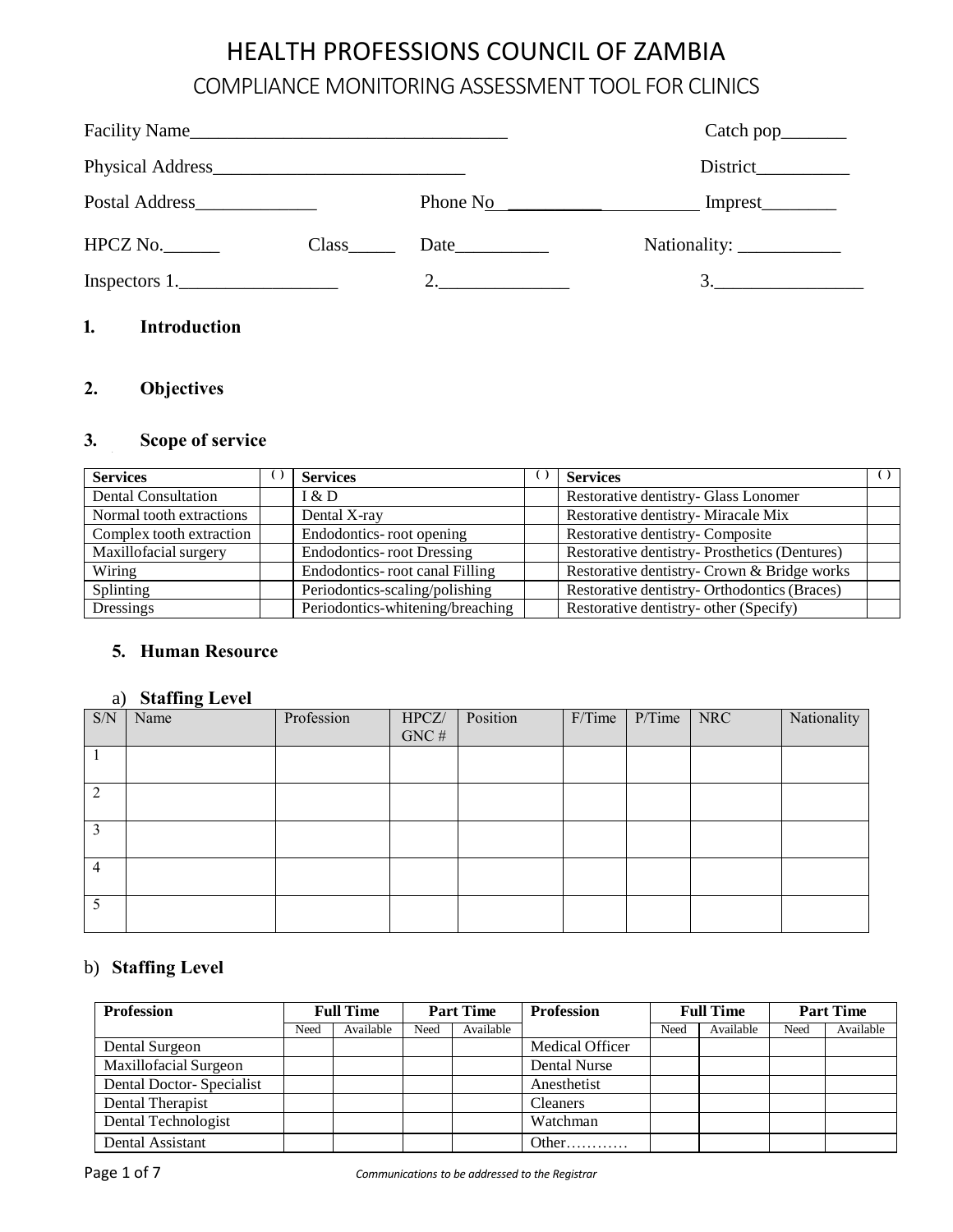# HEALTH PROFESSIONS COUNCIL OF ZAMBIA

## COMPLIANCE MONITORING ASSESSMENT TOOL FOR CLINICS

Facility Name__________________________________ Catch pop_______

Physical Address___________________________ District__________

Postal Address_____________ Phone No______________________ Imprest________

HPCZ No.______ Class_____ Date__________ Nationality: ___________

Inspectors 1._________________ 2.______________ 3.________________

### 1. Introduction

### 2. Objectives

### 3. Scope of service

| Services | ( ) | Services | ( ) | Services | ( ) |
|---|---|---|---|---|---|
| Dental Consultation | | I & D | | Restorative dentistry- Glass Lonomer | |
| Normal tooth extractions | | Dental X-ray | | Restorative dentistry- Miracale Mix | |
| Complex tooth extraction | | Endodontics- root opening | | Restorative dentistry- Composite | |
| Maxillofacial surgery | | Endodontics- root Dressing | | Restorative dentistry- Prosthetics (Dentures) | |
| Wiring | | Endodontics- root canal Filling | | Restorative dentistry- Crown & Bridge works | |
| Splinting | | Periodontics-scaling/polishing | | Restorative dentistry- Orthodontics (Braces) | |
| Dressings | | Periodontics-whitening/breaching | | Restorative dentistry- other (Specify) | |

### 5. Human Resource

a) **Staffing Level**

| S/N | Name | Profession | HPCZ/ GNC # | Position | F/Time | P/Time | NRC | Nationality |
|---|---|---|---|---|---|---|---|---|
| 1 | | | | | | | | |
| 2 | | | | | | | | |
| 3 | | | | | | | | |
| 4 | | | | | | | | |
| 5 | | | | | | | | |

b) **Staffing Level**

| Profession | Full Time | | Part Time | | Profession | Full Time | | Part Time | |
|---|---|---|---|---|---|---|---|---|---|
| | Need | Available | Need | Available | | Need | Available | Need | Available |
| Dental Surgeon | | | | | Medical Officer | | | | |
| Maxillofacial Surgeon | | | | | Dental Nurse | | | | |
| Dental Doctor- Specialist | | | | | Anesthetist | | | | |
| Dental Therapist | | | | | Cleaners | | | | |
| Dental Technologist | | | | | Watchman | | | | |
| Dental Assistant | | | | | Other………… | | | | |

*Communications to be addressed to the Registrar*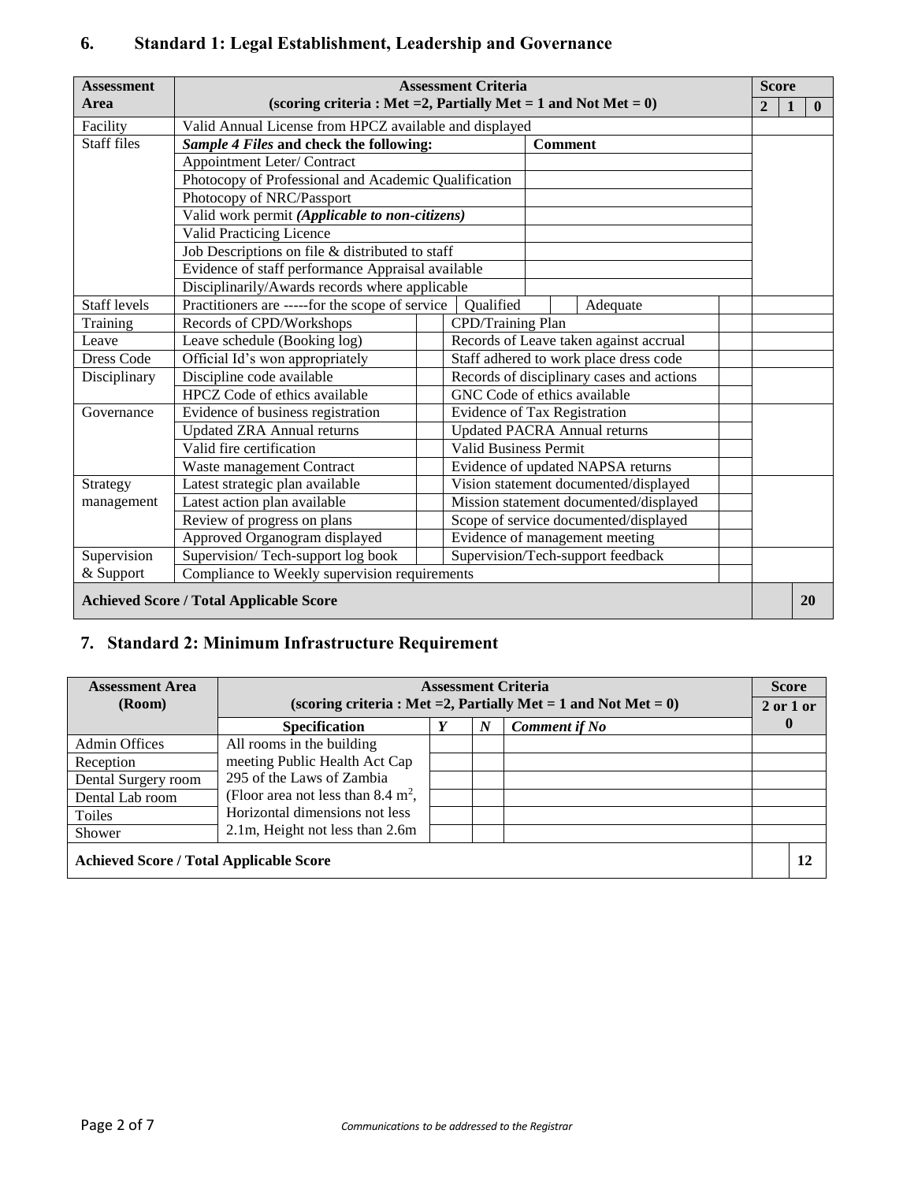## 6. Standard 1: Legal Establishment, Leadership and Governance

| Assessment Area | Assessment Criteria (scoring criteria : Met =2, Partially Met = 1 and Not Met = 0) | | | | | Score | | |
|---|---|---|---|---|---|---|---|---|
| | | | | | | 2 | 1 | 0 |
| Facility | Valid Annual License from HPCZ available and displayed | | | | | | | |
| Staff files | ***Sample 4 Files* and check the following:** | | **Comment** | | | | | |
| | Appointment Leter/ Contract | | | | | | | |
| | Photocopy of Professional and Academic Qualification | | | | | | | |
| | Photocopy of NRC/Passport | | | | | | | |
| | Valid work permit ***(Applicable to non-citizens)*** | | | | | | | |
| | Valid Practicing Licence | | | | | | | |
| | Job Descriptions on file & distributed to staff | | | | | | | |
| | Evidence of staff performance Appraisal available | | | | | | | |
| | Disciplinarily/Awards records where applicable | | | | | | | |
| Staff levels | Practitioners are -----for the scope of service | | Qualified | | Adequate | | | |
| Training | Records of CPD/Workshops | | CPD/Training Plan | | | | | |
| Leave | Leave schedule (Booking log) | | Records of Leave taken against accrual | | | | | |
| Dress Code | Official Id's won appropriately | | Staff adhered to work place dress code | | | | | |
| Disciplinary | Discipline code available | | Records of disciplinary cases and actions | | | | | |
| | HPCZ Code of ethics available | | GNC Code of ethics available | | | | | |
| Governance | Evidence of business registration | | Evidence of Tax Registration | | | | | |
| | Updated ZRA Annual returns | | Updated PACRA Annual returns | | | | | |
| | Valid fire certification | | Valid Business Permit | | | | | |
| | Waste management Contract | | Evidence of updated NAPSA returns | | | | | |
| Strategy management | Latest strategic plan available | | Vision statement documented/displayed | | | | | |
| | Latest action plan available | | Mission statement documented/displayed | | | | | |
| | Review of progress on plans | | Scope of service documented/displayed | | | | | |
| | Approved Organogram displayed | | Evidence of management meeting | | | | | |
| Supervision & Support | Supervision/ Tech-support log book | | Supervision/Tech-support feedback | | | | | |
| | Compliance to Weekly supervision requirements | | | | | | | |
| **Achieved Score / Total Applicable Score** | | | | | | | | **20** |

## 7. Standard 2: Minimum Infrastructure Requirement

| Assessment Area (Room) | Assessment Criteria (scoring criteria : Met =2, Partially Met = 1 and Not Met = 0) | | | | Score |
|---|---|---|---|---|---|
| | **Specification** | ***Y*** | ***N*** | ***Comment if No*** | **2 or 1 or 0** |
| Admin Offices | All rooms in the building meeting Public Health Act Cap 295 of the Laws of Zambia (Floor area not less than 8.4 $m^2$, Horizontal dimensions not less 2.1m, Height not less than 2.6m | | | | |
| Reception | | | | | |
| Dental Surgery room | | | | | |
| Dental Lab room | | | | | |
| Toiles | | | | | |
| Shower | | | | | |
| **Achieved Score / Total Applicable Score** | | | | | **12** |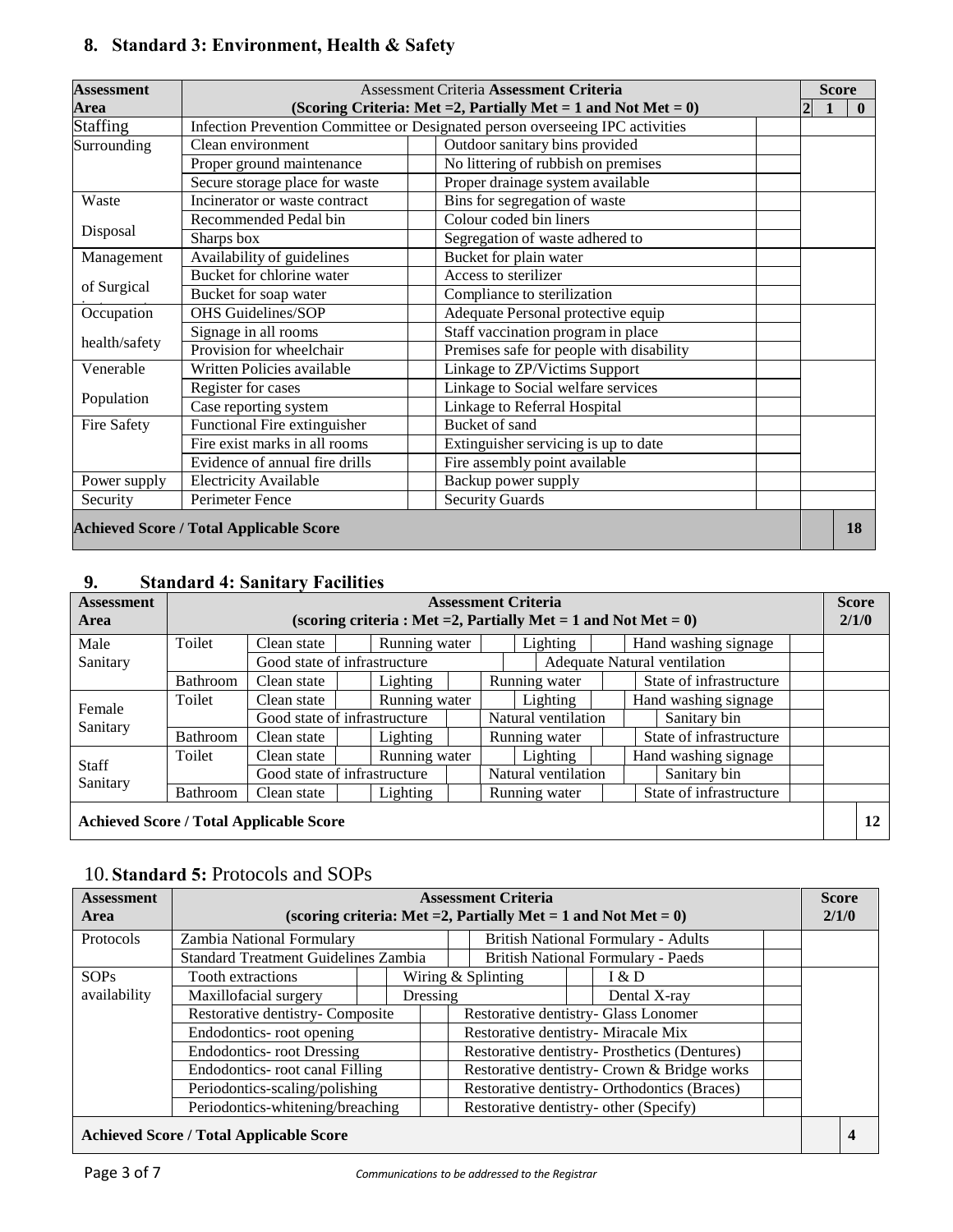## 8. Standard 3: Environment, Health & Safety

| Assessment Area | Assessment Criteria **Assessment Criteria** (Scoring Criteria: Met =2, Partially Met = 1 and Not Met = 0) | | | | Score 2 | 1 | 0 |
|---|---|---|---|---|---|---|---|
| Staffing | Infection Prevention Committee or Designated person overseeing IPC activities | | | | | | |
| Surrounding | Clean environment | | Outdoor sanitary bins provided | | | | |
| | Proper ground maintenance | | No littering of rubbish on premises | | | | |
| | Secure storage place for waste | | Proper drainage system available | | | | |
| Waste Disposal | Incinerator or waste contract | | Bins for segregation of waste | | | | |
| | Recommended Pedal bin | | Colour coded bin liners | | | | |
| | Sharps box | | Segregation of waste adhered to | | | | |
| Management of Surgical | Availability of guidelines | | Bucket for plain water | | | | |
| | Bucket for chlorine water | | Access to sterilizer | | | | |
| | Bucket for soap water | | Compliance to sterilization | | | | |
| Occupation health/safety | OHS Guidelines/SOP | | Adequate Personal protective equip | | | | |
| | Signage in all rooms | | Staff vaccination program in place | | | | |
| | Provision for wheelchair | | Premises safe for people with disability | | | | |
| Venerable Population | Written Policies available | | Linkage to ZP/Victims Support | | | | |
| | Register for cases | | Linkage to Social welfare services | | | | |
| | Case reporting system | | Linkage to Referral Hospital | | | | |
| Fire Safety | Functional Fire extinguisher | | Bucket of sand | | | | |
| | Fire exist marks in all rooms | | Extinguisher servicing is up to date | | | | |
| | Evidence of annual fire drills | | Fire assembly point available | | | | |
| Power supply | Electricity Available | | Backup power supply | | | | |
| Security | Perimeter Fence | | Security Guards | | | | |
| **Achieved Score / Total Applicable Score** | | | | | | | **18** |

## 9. Standard 4: Sanitary Facilities

| Assessment Area | Assessment Criteria (scoring criteria : Met =2, Partially Met = 1 and Not Met = 0) | | | | | | | | | | Score 2/1/0 |
|---|---|---|---|---|---|---|---|---|---|---|---|
| Male Sanitary | Toilet | Clean state | | Running water | | Lighting | | Hand washing signage | | | |
| | | Good state of infrastructure | | | | Adequate Natural ventilation | | | | | |
| | Bathroom | Clean state | | Lighting | | Running water | | State of infrastructure | | | |
| Female Sanitary | Toilet | Clean state | | Running water | | Lighting | | Hand washing signage | | | |
| | | Good state of infrastructure | | | | Natural ventilation | | Sanitary bin | | | |
| | Bathroom | Clean state | | Lighting | | Running water | | State of infrastructure | | | |
| Staff Sanitary | Toilet | Clean state | | Running water | | Lighting | | Hand washing signage | | | |
| | | Good state of infrastructure | | | | Natural ventilation | | Sanitary bin | | | |
| | Bathroom | Clean state | | Lighting | | Running water | | State of infrastructure | | | |
| **Achieved Score / Total Applicable Score** | | | | | | | | | | | **12** |

## 10. **Standard 5:** Protocols and SOPs

| Assessment Area | Assessment Criteria (scoring criteria: Met =2, Partially Met = 1 and Not Met = 0) | | | | | | Score 2/1/0 |
|---|---|---|---|---|---|---|---|
| Protocols | Zambia National Formulary | | British National Formulary - Adults | | | | |
| | Standard Treatment Guidelines Zambia | | British National Formulary - Paeds | | | | |
| SOPs availability | Tooth extractions | | Wiring & Splinting | | I & D | | |
| | Maxillofacial surgery | | Dressing | | Dental X-ray | | |
| | Restorative dentistry- Composite | | Restorative dentistry- Glass Lonomer | | | | |
| | Endodontics- root opening | | Restorative dentistry- Miracale Mix | | | | |
| | Endodontics- root Dressing | | Restorative dentistry- Prosthetics (Dentures) | | | | |
| | Endodontics- root canal Filling | | Restorative dentistry- Crown & Bridge works | | | | |
| | Periodontics-scaling/polishing | | Restorative dentistry- Orthodontics (Braces) | | | | |
| | Periodontics-whitening/breaching | | Restorative dentistry- other (Specify) | | | | |
| **Achieved Score / Total Applicable Score** | | | | | | | **4** |

*Communications to be addressed to the Registrar*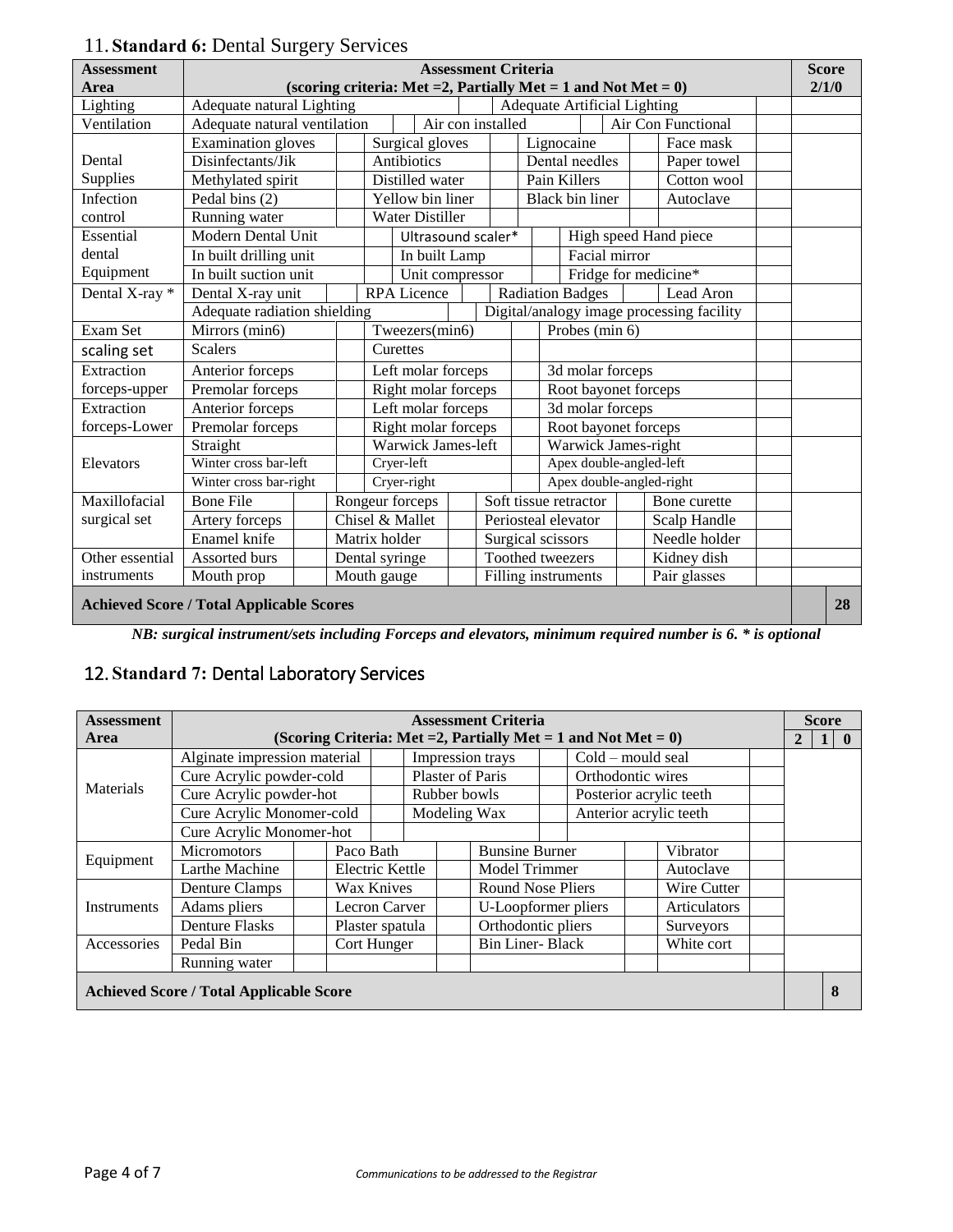## 11. **Standard 6:** Dental Surgery Services

| Assessment Area | Assessment Criteria (scoring criteria: Met =2, Partially Met = 1 and Not Met = 0) | | | | | | | | Score 2/1/0 |
|---|---|---|---|---|---|---|---|---|---|
| Lighting | Adequate natural Lighting | | Adequate Artificial Lighting | | | | | | |
| Ventilation | Adequate natural ventilation | | Air con installed | | Air Con Functional | | | | |
| Dental Supplies | Examination gloves | | Surgical gloves | | Lignocaine | | Face mask | | |
| | Disinfectants/Jik | | Antibiotics | | Dental needles | | Paper towel | | |
| | Methylated spirit | | Distilled water | | Pain Killers | | Cotton wool | | |
| Infection control | Pedal bins (2) | | Yellow bin liner | | Black bin liner | | Autoclave | | |
| | Running water | | Water Distiller | | | | | | |
| Essential dental Equipment | Modern Dental Unit | | Ultrasound scaler* | | High speed Hand piece | | | | |
| | In built drilling unit | | In built Lamp | | Facial mirror | | | | |
| | In built suction unit | | Unit compressor | | Fridge for medicine* | | | | |
| Dental X-ray * | Dental X-ray unit | | RPA Licence | | Radiation Badges | | Lead Aron | | |
| | Adequate radiation shielding | | Digital/analogy image processing facility | | | | | | |
| Exam Set | Mirrors (min6) | | Tweezers(min6) | | Probes (min 6) | | | | |
| scaling set | Scalers | | Curettes | | | | | | |
| Extraction forceps-upper | Anterior forceps | | Left molar forceps | | 3d molar forceps | | | | |
| | Premolar forceps | | Right molar forceps | | Root bayonet forceps | | | | |
| Extraction forceps-Lower | Anterior forceps | | Left molar forceps | | 3d molar forceps | | | | |
| | Premolar forceps | | Right molar forceps | | Root bayonet forceps | | | | |
| Elevators | Straight | | Warwick James-left | | Warwick James-right | | | | |
| | Winter cross bar-left | | Cryer-left | | Apex double-angled-left | | | | |
| | Winter cross bar-right | | Cryer-right | | Apex double-angled-right | | | | |
| Maxillofacial surgical set | Bone File | | Rongeur forceps | | Soft tissue retractor | | Bone curette | | |
| | Artery forceps | | Chisel & Mallet | | Periosteal elevator | | Scalp Handle | | |
| | Enamel knife | | Matrix holder | | Surgical scissors | | Needle holder | | |
| Other essential instruments | Assorted burs | | Dental syringe | | Toothed tweezers | | Kidney dish | | |
| | Mouth prop | | Mouth gauge | | Filling instruments | | Pair glasses | | |
| **Achieved Score / Total Applicable Scores** | | | | | | | | | **28** |

***NB: surgical instrument/sets including Forceps and elevators, minimum required number is 6. * is optional***

## 12. **Standard 7:** Dental Laboratory Services

| Assessment Area | Assessment Criteria (Scoring Criteria: Met =2, Partially Met = 1 and Not Met = 0) | | | | | | | | Score 2 | 1 | 0 |
|---|---|---|---|---|---|---|---|---|---|---|---|
| Materials | Alginate impression material | | Impression trays | | Cold – mould seal | | | | | | |
| | Cure Acrylic powder-cold | | Plaster of Paris | | Orthodontic wires | | | | | | |
| | Cure Acrylic powder-hot | | Rubber bowls | | Posterior acrylic teeth | | | | | | |
| | Cure Acrylic Monomer-cold | | Modeling Wax | | Anterior acrylic teeth | | | | | | |
| | Cure Acrylic Monomer-hot | | | | | | | | | | |
| Equipment | Micromotors | | Paco Bath | | Bunsine Burner | | Vibrator | | | | |
| | Larthe Machine | | Electric Kettle | | Model Trimmer | | Autoclave | | | | |
| Instruments | Denture Clamps | | Wax Knives | | Round Nose Pliers | | Wire Cutter | | | | |
| | Adams pliers | | Lecron Carver | | U-Loopformer pliers | | Articulators | | | | |
| | Denture Flasks | | Plaster spatula | | Orthodontic pliers | | Surveyors | | | | |
| Accessories | Pedal Bin | | Cort Hunger | | Bin Liner- Black | | White cort | | | | |
| | Running water | | | | | | | | | | |
| **Achieved Score / Total Applicable Score** | | | | | | | | | | **8** | |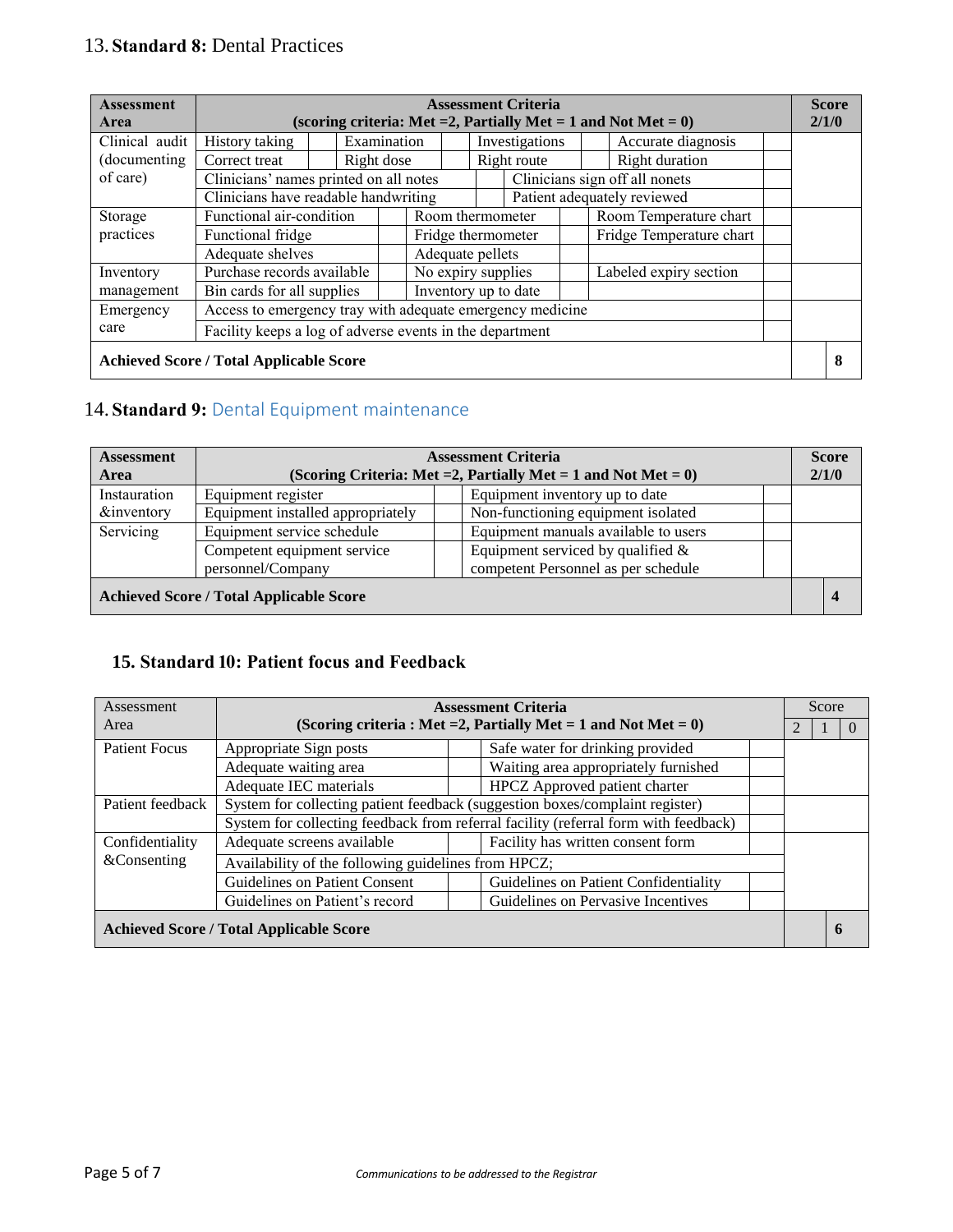## 13. Standard 8: Dental Practices

| Assessment Area | Assessment Criteria (scoring criteria: Met =2, Partially Met = 1 and Not Met = 0) | | | | | | | | Score 2/1/0 |
|---|---|---|---|---|---|---|---|---|---|
| Clinical audit (documenting of care) | History taking | | Examination | | Investigations | | Accurate diagnosis | | |
| | Correct treat | | Right dose | | Right route | | Right duration | | |
| | Clinicians' names printed on all notes | | | | Clinicians sign off all nonets | | | | |
| | Clinicians have readable handwriting | | | | Patient adequately reviewed | | | | |
| Storage practices | Functional air-condition | | Room thermometer | | Room Temperature chart | | | | |
| | Functional fridge | | Fridge thermometer | | Fridge Temperature chart | | | | |
| | Adequate shelves | | Adequate pellets | | | | | | |
| Inventory management | Purchase records available | | No expiry supplies | | Labeled expiry section | | | | |
| | Bin cards for all supplies | | Inventory up to date | | | | | | |
| Emergency care | Access to emergency tray with adequate emergency medicine | | | | | | | | |
| | Facility keeps a log of adverse events in the department | | | | | | | | |
| **Achieved Score / Total Applicable Score** | | | | | | | | | **8** |

## 14. Standard 9: Dental Equipment maintenance

| Assessment Area | Assessment Criteria (Scoring Criteria: Met =2, Partially Met = 1 and Not Met = 0) | | | | Score 2/1/0 |
|---|---|---|---|---|---|
| Instauration &inventory | Equipment register | | Equipment inventory up to date | | |
| | Equipment installed appropriately | | Non-functioning equipment isolated | | |
| Servicing | Equipment service schedule | | Equipment manuals available to users | | |
| | Competent equipment service personnel/Company | | Equipment serviced by qualified & competent Personnel as per schedule | | |
| **Achieved Score / Total Applicable Score** | | | | | **4** |

## 15. Standard 10: Patient focus and Feedback

| Assessment Area | Assessment Criteria (Scoring criteria : Met =2, Partially Met = 1 and Not Met = 0) | | | | Score 2 / 1 / 0 |
|---|---|---|---|---|---|
| Patient Focus | Appropriate Sign posts | | Safe water for drinking provided | | |
| | Adequate waiting area | | Waiting area appropriately furnished | | |
| | Adequate IEC materials | | HPCZ Approved patient charter | | |
| Patient feedback | System for collecting patient feedback (suggestion boxes/complaint register) | | | | |
| | System for collecting feedback from referral facility (referral form with feedback) | | | | |
| Confidentiality &Consenting | Adequate screens available | | Facility has written consent form | | |
| | Availability of the following guidelines from HPCZ; | | | | |
| | Guidelines on Patient Consent | | Guidelines on Patient Confidentiality | | |
| | Guidelines on Patient's record | | Guidelines on Pervasive Incentives | | |
| **Achieved Score / Total Applicable Score** | | | | | **6** |

Communications to be addressed to the Registrar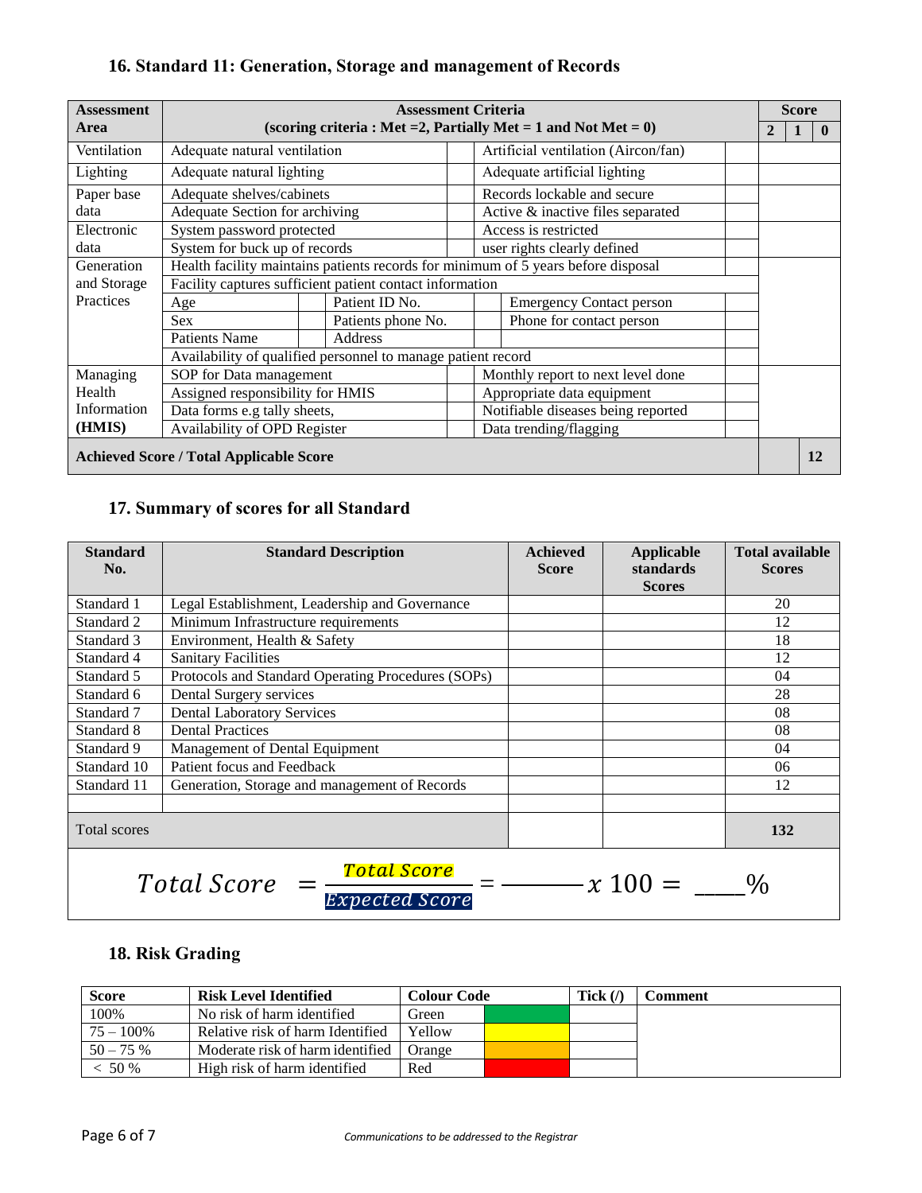## 16. Standard 11: Generation, Storage and management of Records

| Assessment Area | Assessment Criteria (scoring criteria : Met =2, Partially Met = 1 and Not Met = 0) | | | | Score 2 | Score 1 | Score 0 |
|---|---|---|---|---|---|---|---|
| Ventilation | Adequate natural ventilation | | Artificial ventilation (Aircon/fan) | | | | |
| Lighting | Adequate natural lighting | | Adequate artificial lighting | | | | |
| Paper base data | Adequate shelves/cabinets | | Records lockable and secure | | | | |
| | Adequate Section for archiving | | Active & inactive files separated | | | | |
| Electronic data | System password protected | | Access is restricted | | | | |
| | System for buck up of records | | user rights clearly defined | | | | |
| Generation and Storage Practices | Health facility maintains patients records for minimum of 5 years before disposal | | | | | | |
| | Facility captures sufficient patient contact information | | | | | | |
| | Age | Patient ID No. | Emergency Contact person | | | | |
| | Sex | Patients phone No. | Phone for contact person | | | | |
| | Patients Name | Address | | | | | |
| | Availability of qualified personnel to manage patient record | | | | | | |
| Managing Health Information (HMIS) | SOP for Data management | | Monthly report to next level done | | | | |
| | Assigned responsibility for HMIS | | Appropriate data equipment | | | | |
| | Data forms e.g tally sheets, | | Notifiable diseases being reported | | | | |
| | Availability of OPD Register | | Data trending/flagging | | | | |
| **Achieved Score / Total Applicable Score** | | | | | | | **12** |

## 17. Summary of scores for all Standard

| Standard No. | Standard Description | Achieved Score | Applicable standards Scores | Total available Scores |
|---|---|---|---|---|
| Standard 1 | Legal Establishment, Leadership and Governance | | | 20 |
| Standard 2 | Minimum Infrastructure requirements | | | 12 |
| Standard 3 | Environment, Health & Safety | | | 18 |
| Standard 4 | Sanitary Facilities | | | 12 |
| Standard 5 | Protocols and Standard Operating Procedures (SOPs) | | | 04 |
| Standard 6 | Dental Surgery services | | | 28 |
| Standard 7 | Dental Laboratory Services | | | 08 |
| Standard 8 | Dental Practices | | | 08 |
| Standard 9 | Management of Dental Equipment | | | 04 |
| Standard 10 | Patient focus and Feedback | | | 06 |
| Standard 11 | Generation, Storage and management of Records | | | 12 |
| | | | | |
| Total scores | | | | **132** |

$$Total\ Score\ = \frac{Total\ Score}{Expected\ Score} = \frac{\qquad}{\qquad} x\ 100 = \_\_\_\%$$

## 18. Risk Grading

| Score | Risk Level Identified | Colour Code | Tick (/) | Comment |
|---|---|---|---|---|
| 100% | No risk of harm identified | Green | | |
| 75 – 100% | Relative risk of harm Identified | Yellow | | |
| 50 – 75 % | Moderate risk of harm identified | Orange | | |
| < 50 % | High risk of harm identified | Red | | |

*Communications to be addressed to the Registrar*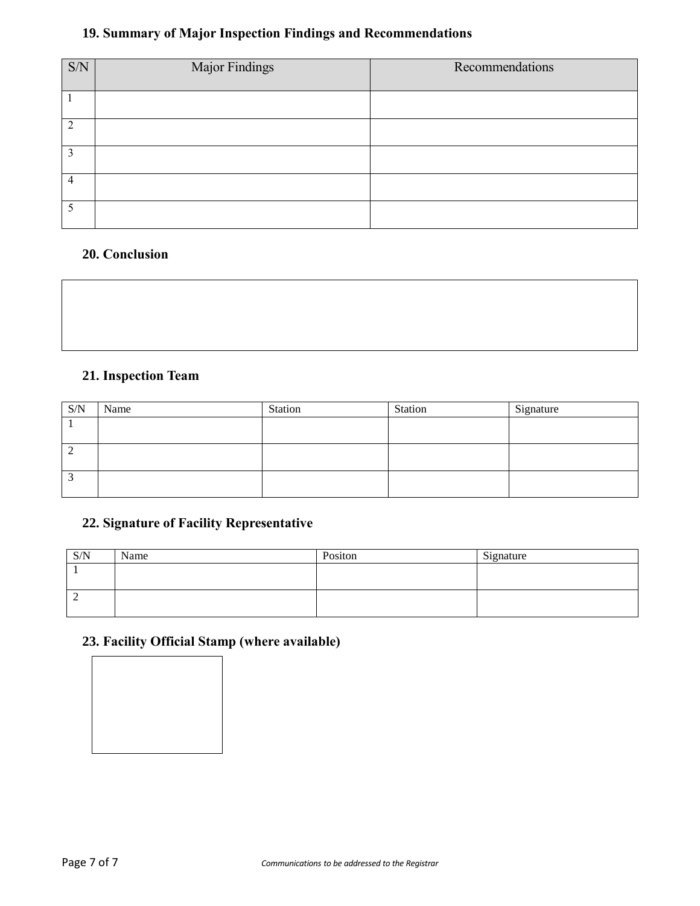### 19. Summary of Major Inspection Findings and Recommendations

| S/N | Major Findings | Recommendations |
|---|---|---|
| 1 | | |
| 2 | | |
| 3 | | |
| 4 | | |
| 5 | | |

### 20. Conclusion

| |
|---|
| |

### 21. Inspection Team

| S/N | Name | Station | Station | Signature |
|---|---|---|---|---|
| 1 | | | | |
| 2 | | | | |
| 3 | | | | |

### 22. Signature of Facility Representative

| S/N | Name | Positon | Signature |
|---|---|---|---|
| 1 | | | |
| 2 | | | |

### 23. Facility Official Stamp (where available)

| |
|---|
| |

*Communications to be addressed to the Registrar*